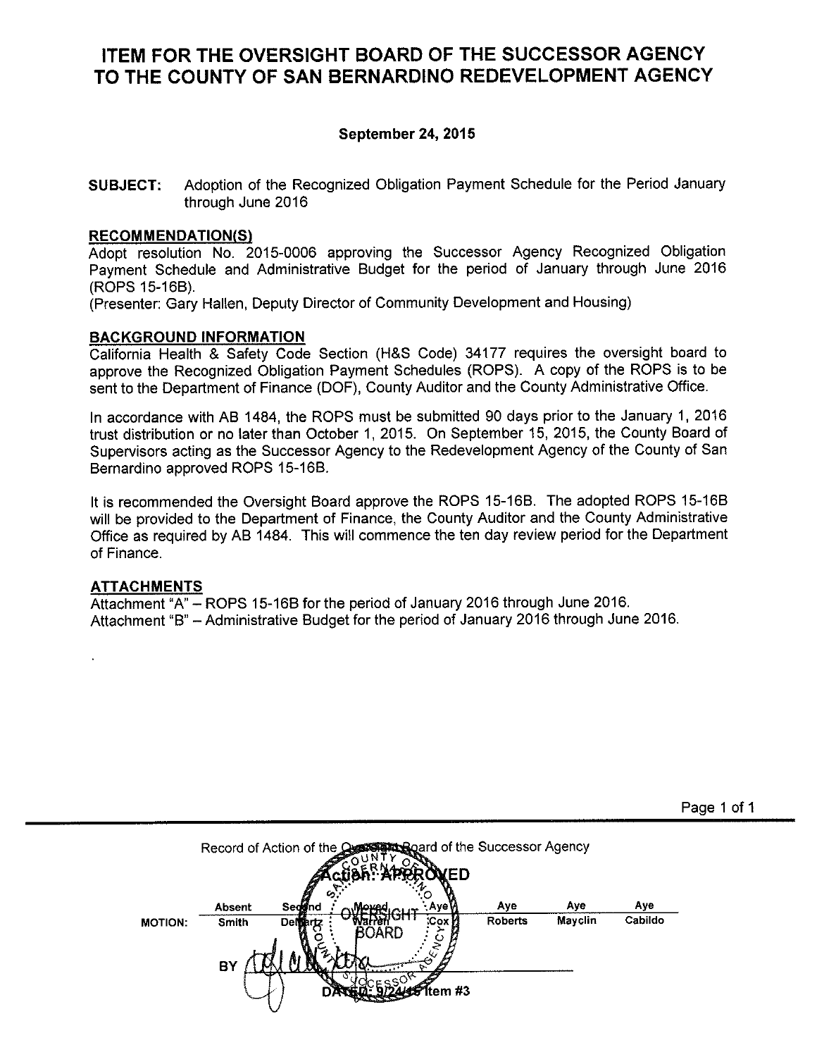# ITEM FOR THE OVERSIGHT BOARD OF THE SUCCESSOR AGENCY TO THE COUNTY OF SAN BERNARDINO REDEVELOPMENT AGENCY

**September 24, 2015**

**SUBJECT:** Adoption of the Recognized Obligation Payment Schedule for the Period January through June 2016

## RECOMMENDATION(S)

Adopt resolution No. 2015-0006 approving the Successor Agency Recognized Obligation Payment Schedule and Administrative Budget for the period of January through June 2016 (ROPS 15-16B).
(Presenter: Gary Hallen, Deputy Director of Community Development and Housing)

## BACKGROUND INFORMATION

California Health & Safety Code Section (H&S Code) 34177 requires the oversight board to approve the Recognized Obligation Payment Schedules (ROPS). A copy of the ROPS is to be sent to the Department of Finance (DOF), County Auditor and the County Administrative Office.

In accordance with AB 1484, the ROPS must be submitted 90 days prior to the January 1, 2016 trust distribution or no later than October 1, 2015. On September 15, 2015, the County Board of Supervisors acting as the Successor Agency to the Redevelopment Agency of the County of San Bernardino approved ROPS 15-16B.

It is recommended the Oversight Board approve the ROPS 15-16B. The adopted ROPS 15-16B will be provided to the Department of Finance, the County Auditor and the County Administrative Office as required by AB 1484. This will commence the ten day review period for the Department of Finance.

## ATTACHMENTS

Attachment "A" – ROPS 15-16B for the period of January 2016 through June 2016.
Attachment "B" – Administrative Budget for the period of January 2016 through June 2016.

---

Record of Action of the Oversight Board of the Successor Agency

**Action: APPROVED**

| MOTION: | Absent | Second | Moved | Aye | Aye | Aye | Aye |
|---|---|---|---|---|---|---|---|
| | Smith | DeMartz | Warren | Cox | Roberts | Mayclin | Cabildo |

BY _______________

DATED: 9/24/15 Item #3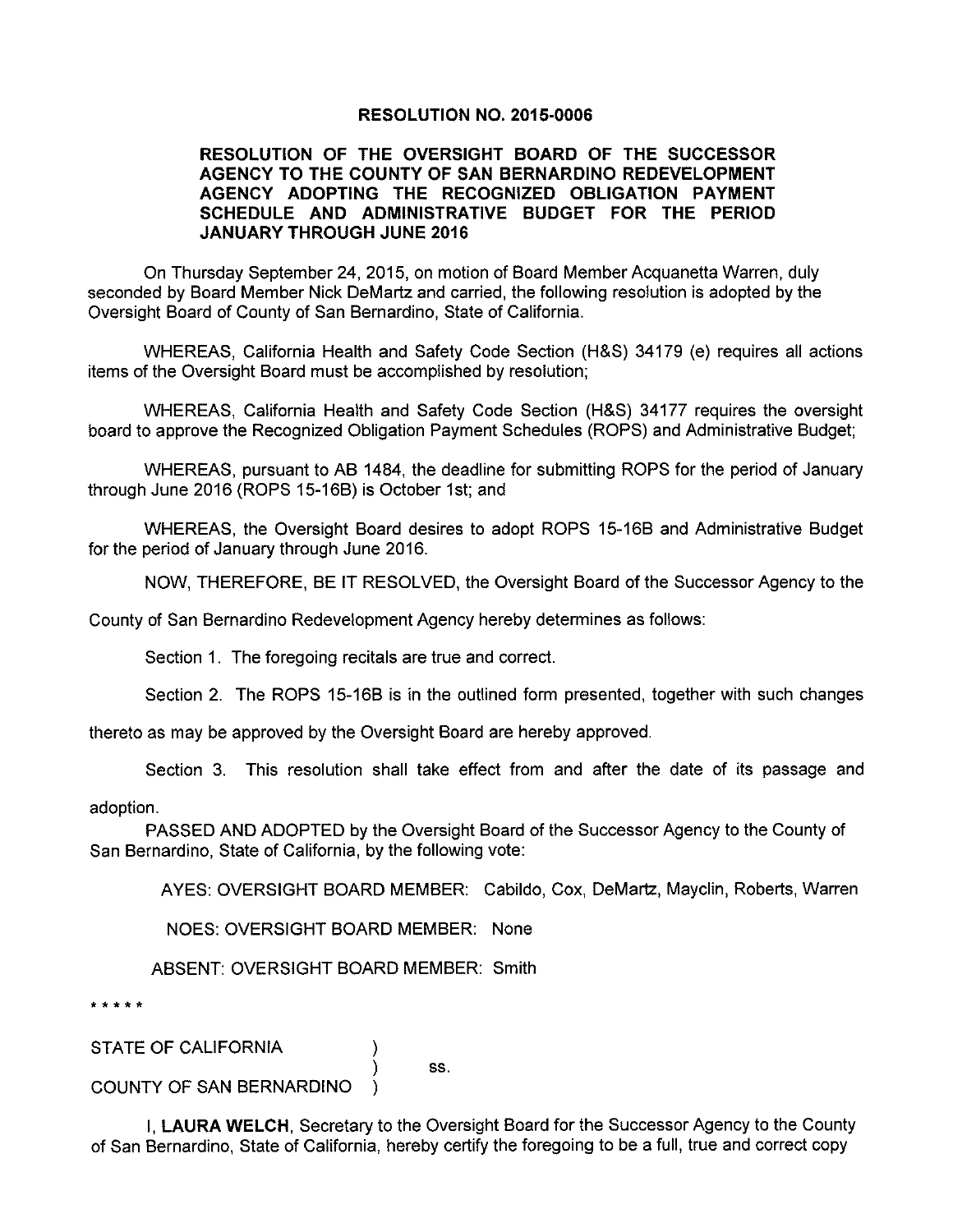**RESOLUTION NO. 2015-0006**

**RESOLUTION OF THE OVERSIGHT BOARD OF THE SUCCESSOR AGENCY TO THE COUNTY OF SAN BERNARDINO REDEVELOPMENT AGENCY ADOPTING THE RECOGNIZED OBLIGATION PAYMENT SCHEDULE AND ADMINISTRATIVE BUDGET FOR THE PERIOD JANUARY THROUGH JUNE 2016**

On Thursday September 24, 2015, on motion of Board Member Acquanetta Warren, duly seconded by Board Member Nick DeMartz and carried, the following resolution is adopted by the Oversight Board of County of San Bernardino, State of California.

WHEREAS, California Health and Safety Code Section (H&S) 34179 (e) requires all actions items of the Oversight Board must be accomplished by resolution;

WHEREAS, California Health and Safety Code Section (H&S) 34177 requires the oversight board to approve the Recognized Obligation Payment Schedules (ROPS) and Administrative Budget;

WHEREAS, pursuant to AB 1484, the deadline for submitting ROPS for the period of January through June 2016 (ROPS 15-16B) is October 1st; and

WHEREAS, the Oversight Board desires to adopt ROPS 15-16B and Administrative Budget for the period of January through June 2016.

NOW, THEREFORE, BE IT RESOLVED, the Oversight Board of the Successor Agency to the County of San Bernardino Redevelopment Agency hereby determines as follows:

Section 1. The foregoing recitals are true and correct.

Section 2. The ROPS 15-16B is in the outlined form presented, together with such changes thereto as may be approved by the Oversight Board are hereby approved.

Section 3. This resolution shall take effect from and after the date of its passage and adoption.

PASSED AND ADOPTED by the Oversight Board of the Successor Agency to the County of San Bernardino, State of California, by the following vote:

AYES: OVERSIGHT BOARD MEMBER: Cabildo, Cox, DeMartz, Mayclin, Roberts, Warren

NOES: OVERSIGHT BOARD MEMBER: None

ABSENT: OVERSIGHT BOARD MEMBER: Smith

\* \* \* \* \*

STATE OF CALIFORNIA )
) ss.
COUNTY OF SAN BERNARDINO )

I, **LAURA WELCH**, Secretary to the Oversight Board for the Successor Agency to the County of San Bernardino, State of California, hereby certify the foregoing to be a full, true and correct copy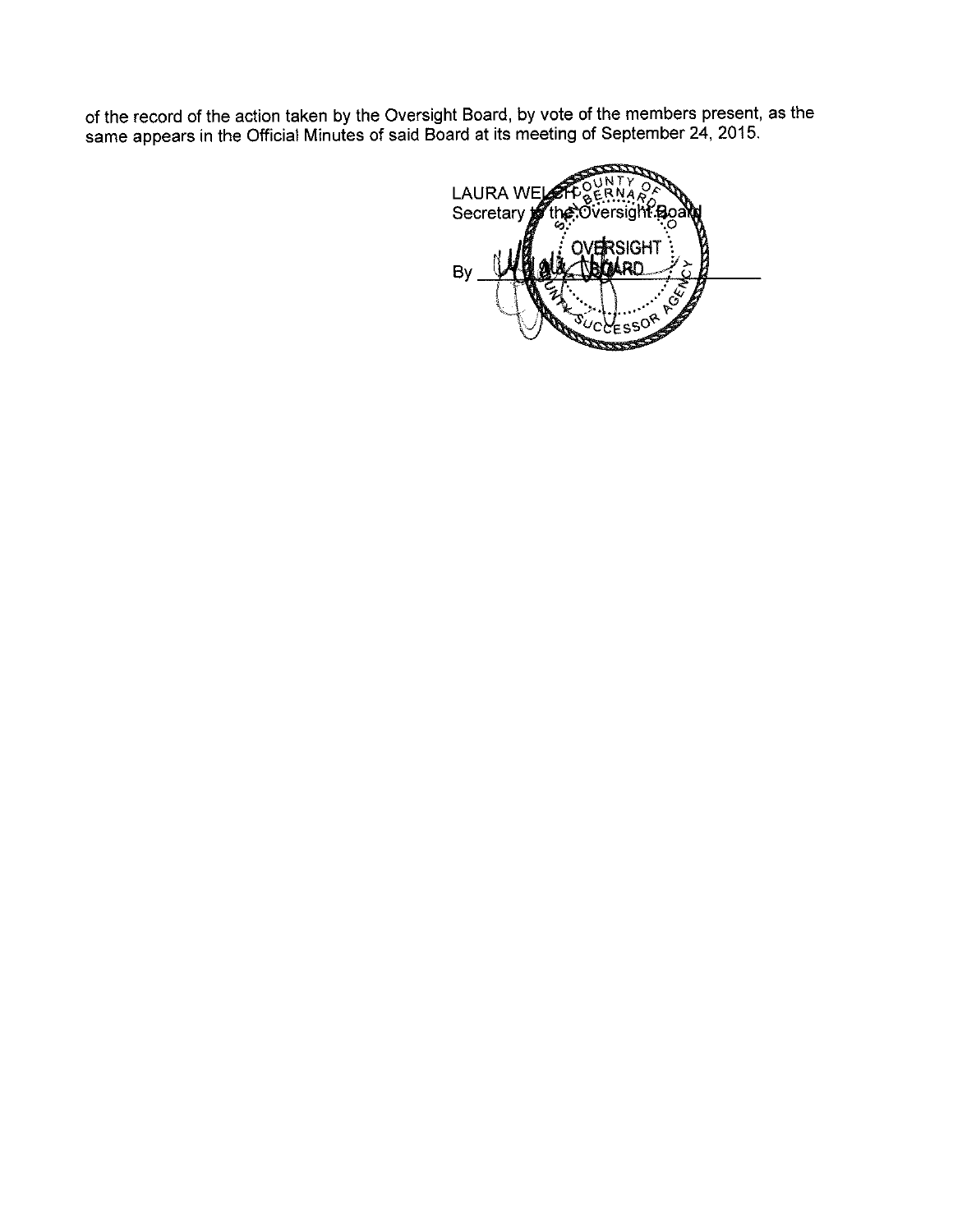of the record of the action taken by the Oversight Board, by vote of the members present, as the same appears in the Official Minutes of said Board at its meeting of September 24, 2015.

LAURA WELCH
Secretary to the Oversight Board

COUNTY OF SAN BERNARDINO
OVERSIGHT BOARD
COUNTY SUCCESSOR AGENCY

By ______________________________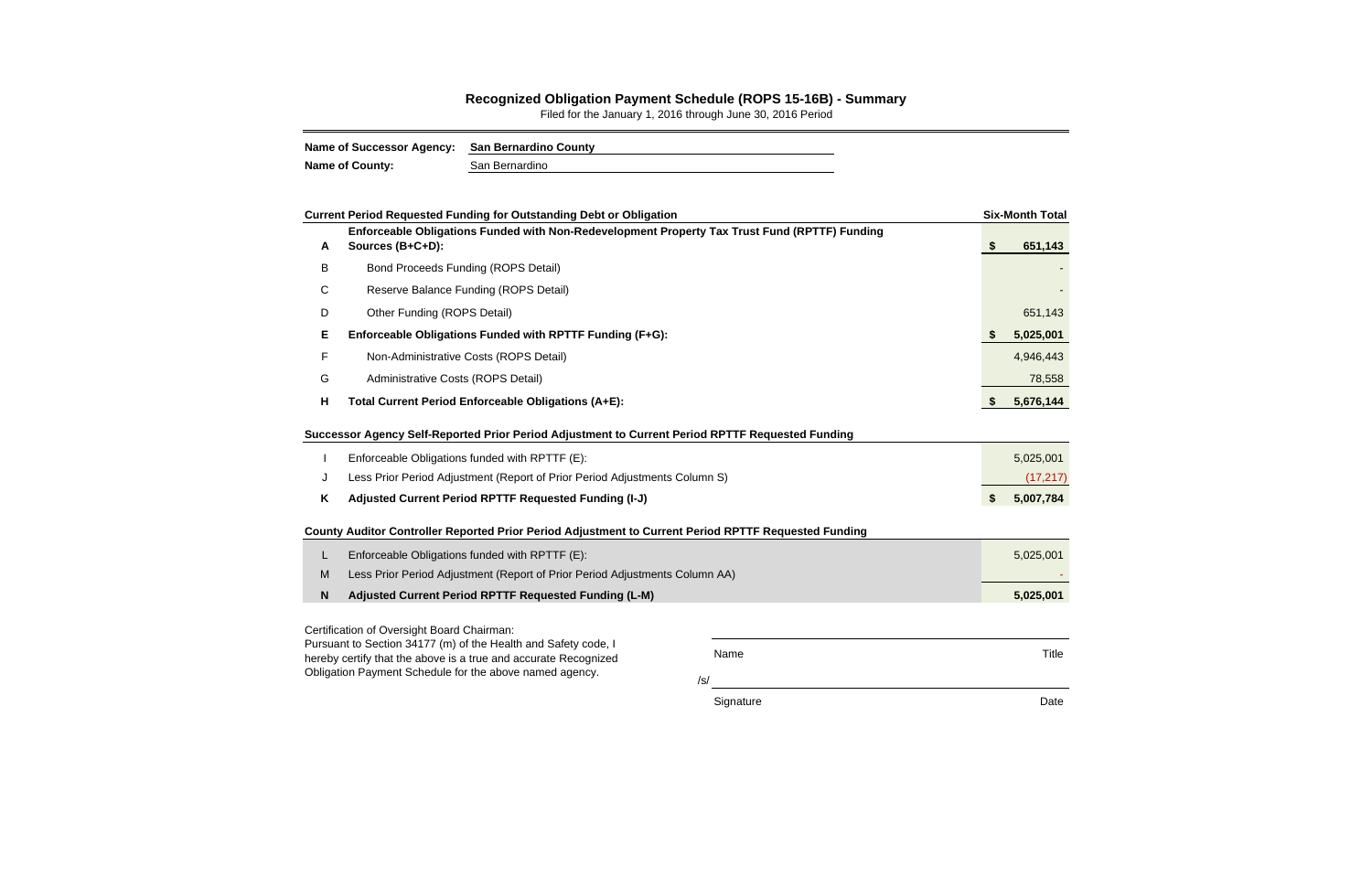# Recognized Obligation Payment Schedule (ROPS 15-16B) - Summary

Filed for the January 1, 2016 through June 30, 2016 Period

**Name of Successor Agency:** **San Bernardino County**

**Name of County:** San Bernardino

| | **Current Period Requested Funding for Outstanding Debt or Obligation** | **Six-Month Total** |
|---|---|---|
| **A** | **Enforceable Obligations Funded with Non-Redevelopment Property Tax Trust Fund (RPTTF) Funding Sources (B+C+D):** | **$ 651,143** |
| B | Bond Proceeds Funding (ROPS Detail) | - |
| C | Reserve Balance Funding (ROPS Detail) | - |
| D | Other Funding (ROPS Detail) | 651,143 |
| **E** | **Enforceable Obligations Funded with RPTTF Funding (F+G):** | **$ 5,025,001** |
| F | Non-Administrative Costs (ROPS Detail) | 4,946,443 |
| G | Administrative Costs (ROPS Detail) | 78,558 |
| **H** | **Total Current Period Enforceable Obligations (A+E):** | **$ 5,676,144** |

| | **Successor Agency Self-Reported Prior Period Adjustment to Current Period RPTTF Requested Funding** | |
|---|---|---|
| I | Enforceable Obligations funded with RPTTF (E): | 5,025,001 |
| J | Less Prior Period Adjustment (Report of Prior Period Adjustments Column S) | (17,217) |
| **K** | **Adjusted Current Period RPTTF Requested Funding (I-J)** | **$ 5,007,784** |

| | **County Auditor Controller Reported Prior Period Adjustment to Current Period RPTTF Requested Funding** | |
|---|---|---|
| L | Enforceable Obligations funded with RPTTF (E): | 5,025,001 |
| M | Less Prior Period Adjustment (Report of Prior Period Adjustments Column AA) | - |
| **N** | **Adjusted Current Period RPTTF Requested Funding (L-M)** | **5,025,001** |

Certification of Oversight Board Chairman:
Pursuant to Section 34177 (m) of the Health and Safety code, I hereby certify that the above is a true and accurate Recognized Obligation Payment Schedule for the above named agency.

Name _______________________ Title

/s/ _______________________

Signature _______________________ Date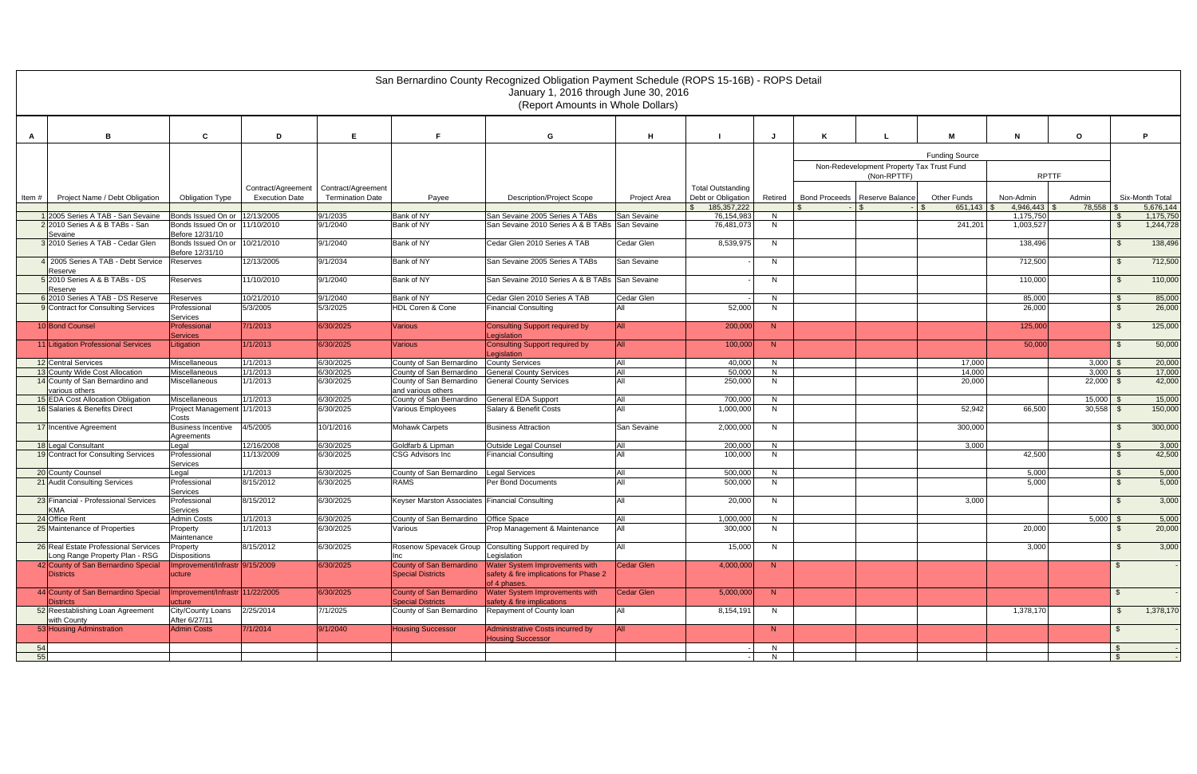# San Bernardino County Recognized Obligation Payment Schedule (ROPS 15-16B) - ROPS Detail

January 1, 2016 through June 30, 2016

(Report Amounts in Whole Dollars)

| A | B | C | D | E | F | G | H | I | J | K | L | M | N | O | P |
|---|---|---|---|---|---|---|---|---|---|---|---|---|---|---|---|
| | | | | | | | | | | Funding Source | | | | | |
| | | | | | | | | | | Non-Redevelopment Property Tax Trust Fund (Non-RPTTF) | | | RPTTF | | |
| Item # | Project Name / Debt Obligation | Obligation Type | Contract/Agreement Execution Date | Contract/Agreement Termination Date | Payee | Description/Project Scope | Project Area | Total Outstanding Debt or Obligation | Retired | Bond Proceeds | Reserve Balance | Other Funds | Non-Admin | Admin | Six-Month Total |
| | | | | | | | | $ 185,357,222 | | $ - | $ - | $ 651,143 | $ 4,946,443 | $ 78,558 | $ 5,676,144 |
| 1 | 2005 Series A TAB - San Sevaine | Bonds Issued On or Before 12/31/10 | 12/13/2005 | 9/1/2035 | Bank of NY | San Sevaine 2005 Series A TABs | San Sevaine | 76,154,983 | N | | | | 1,175,750 | | $ 1,175,750 |
| 2 | 2010 Series A & B TABs - San Sevaine | Bonds Issued On or Before 12/31/10 | 11/10/2010 | 9/1/2040 | Bank of NY | San Sevaine 2010 Series A & B TABs | San Sevaine | 76,481,073 | N | | | 241,201 | 1,003,527 | | $ 1,244,728 |
| 3 | 2010 Series A TAB - Cedar Glen | Bonds Issued On or Before 12/31/10 | 10/21/2010 | 9/1/2040 | Bank of NY | Cedar Glen 2010 Series A TAB | Cedar Glen | 8,539,975 | N | | | | 138,496 | | $ 138,496 |
| 4 | 2005 Series A TAB - Debt Service Reserve | Reserves | 12/13/2005 | 9/1/2034 | Bank of NY | San Sevaine 2005 Series A TABs | San Sevaine | - | N | | | | 712,500 | | $ 712,500 |
| 5 | 2010 Series A & B TABs - DS Reserve | Reserves | 11/10/2010 | 9/1/2040 | Bank of NY | San Sevaine 2010 Series A & B TABs | San Sevaine | - | N | | | | 110,000 | | $ 110,000 |
| 6 | 2010 Series A TAB - DS Reserve | Reserves | 10/21/2010 | 9/1/2040 | Bank of NY | Cedar Glen 2010 Series A TAB | Cedar Glen | - | N | | | | 85,000 | | $ 85,000 |
| 9 | Contract for Consulting Services | Professional Services | 5/3/2005 | 5/3/2025 | HDL Coren & Cone | Financial Consulting | All | 52,000 | N | | | | 26,000 | | $ 26,000 |
| 10 | Bond Counsel | Professional Services | 7/1/2013 | 6/30/2025 | Various | Consulting Support required by Legislation | All | 200,000 | N | | | | 125,000 | | $ 125,000 |
| 11 | Litigation Professional Services | Litigation | 1/1/2013 | 6/30/2025 | Various | Consulting Support required by Legislation | All | 100,000 | N | | | | 50,000 | | $ 50,000 |
| 12 | Central Services | Miscellaneous | 1/1/2013 | 6/30/2025 | County of San Bernardino | County Services | All | 40,000 | N | | | 17,000 | | 3,000 | $ 20,000 |
| 13 | County Wide Cost Allocation | Miscellaneous | 1/1/2013 | 6/30/2025 | County of San Bernardino | General County Services | All | 50,000 | N | | | 14,000 | | 3,000 | $ 17,000 |
| 14 | County of San Bernardino and various others | Miscellaneous | 1/1/2013 | 6/30/2025 | County of San Bernardino and various others | General County Services | All | 250,000 | N | | | 20,000 | | 22,000 | $ 42,000 |
| 15 | EDA Cost Allocation Obligation | Miscellaneous | 1/1/2013 | 6/30/2025 | County of San Bernardino | General EDA Support | All | 700,000 | N | | | | | 15,000 | $ 15,000 |
| 16 | Salaries & Benefits Direct | Project Management Costs | 1/1/2013 | 6/30/2025 | Various Employees | Salary & Benefit Costs | All | 1,000,000 | N | | | 52,942 | 66,500 | 30,558 | $ 150,000 |
| 17 | Incentive Agreement | Business Incentive Agreements | 4/5/2005 | 10/1/2016 | Mohawk Carpets | Business Attraction | San Sevaine | 2,000,000 | N | | | 300,000 | | | $ 300,000 |
| 18 | Legal Consultant | Legal | 12/16/2008 | 6/30/2025 | Goldfarb & Lipman | Outside Legal Counsel | All | 200,000 | N | | | 3,000 | | | $ 3,000 |
| 19 | Contract for Consulting Services | Professional Services | 11/13/2009 | 6/30/2025 | CSG Advisors Inc | Financial Consulting | All | 100,000 | N | | | | 42,500 | | $ 42,500 |
| 20 | County Counsel | Legal | 1/1/2013 | 6/30/2025 | County of San Bernardino | Legal Services | All | 500,000 | N | | | | 5,000 | | $ 5,000 |
| 21 | Audit Consulting Services | Professional Services | 8/15/2012 | 6/30/2025 | RAMS | Per Bond Documents | All | 500,000 | N | | | | 5,000 | | $ 5,000 |
| 23 | Financial - Professional Services KMA | Professional Services | 8/15/2012 | 6/30/2025 | Keyser Marston Associates | Financial Consulting | All | 20,000 | N | | | 3,000 | | | $ 3,000 |
| 24 | Office Rent | Admin Costs | 1/1/2013 | 6/30/2025 | County of San Bernardino | Office Space | All | 1,000,000 | N | | | | | 5,000 | $ 5,000 |
| 25 | Maintenance of Properties | Property Maintenance | 1/1/2013 | 6/30/2025 | Various | Prop Management & Maintenance | All | 300,000 | N | | | | 20,000 | | $ 20,000 |
| 26 | Real Estate Professional Services Long Range Property Plan - RSG | Property Dispositions | 8/15/2012 | 6/30/2025 | Rosenow Spevacek Group Inc | Consulting Support required by Legislation | All | 15,000 | N | | | | 3,000 | | $ 3,000 |
| 42 | County of San Bernardino Special Districts | Improvement/Infrastructure | 9/15/2009 | 6/30/2025 | County of San Bernardino Special Districts | Water System Improvements with safety & fire implications for Phase 2 of 4 phases. | Cedar Glen | 4,000,000 | N | | | | | | $ - |
| 44 | County of San Bernardino Special Districts | Improvement/Infrastructure | 11/22/2005 | 6/30/2025 | County of San Bernardino Special Districts | Water System Improvements with safety & fire implications | Cedar Glen | 5,000,000 | N | | | | | | $ - |
| 52 | Reestablishing Loan Agreement with County | City/County Loans After 6/27/11 | 2/25/2014 | 7/1/2025 | County of San Bernardino | Repayment of County loan | All | 8,154,191 | N | | | | 1,378,170 | | $ 1,378,170 |
| 53 | Housing Adminstration | Admin Costs | 7/1/2014 | 9/1/2040 | Housing Successor | Administrative Costs incurred by Housing Successor | All | | N | | | | | | $ - |
| 54 | | | | | | | | - | N | | | | | | $ - |
| 55 | | | | | | | | - | N | | | | | | $ - |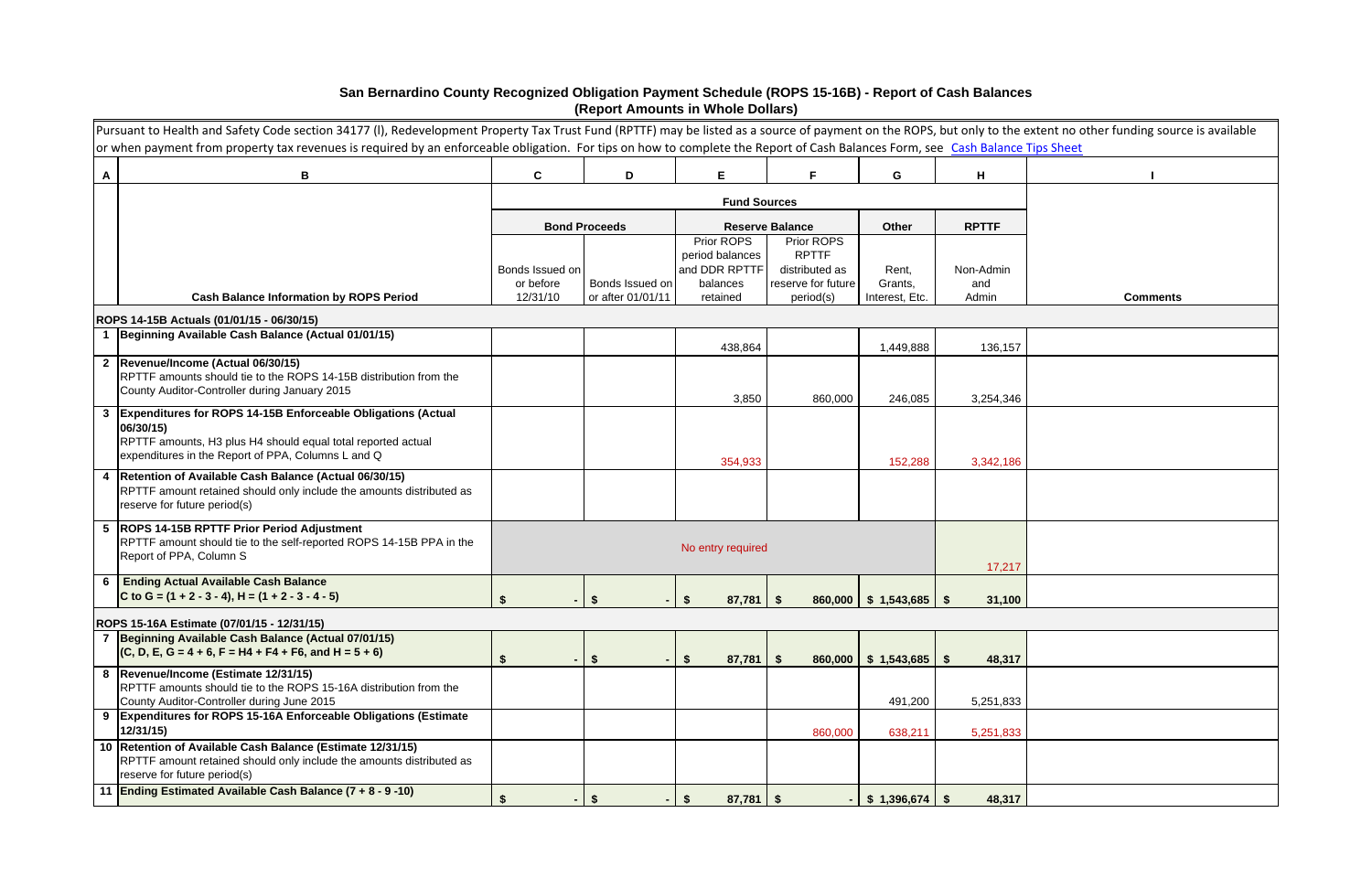# San Bernardino County Recognized Obligation Payment Schedule (ROPS 15-16B) - Report of Cash Balances
## (Report Amounts in Whole Dollars)

Pursuant to Health and Safety Code section 34177 (l), Redevelopment Property Tax Trust Fund (RPTTF) may be listed as a source of payment on the ROPS, but only to the extent no other funding source is available or when payment from property tax revenues is required by an enforceable obligation. For tips on how to complete the Report of Cash Balances Form, see Cash Balance Tips Sheet

| A | B | C | D | E | F | G | H | I |
|---|---|---|---|---|---|---|---|---|
| | | Fund Sources | | | | | | |
| | | Bond Proceeds | | Reserve Balance | | Other | RPTTF | |
| | Cash Balance Information by ROPS Period | Bonds Issued on or before 12/31/10 | Bonds Issued on or after 01/01/11 | Prior ROPS period balances and DDR RPTTF balances retained | Prior ROPS RPTTF distributed as reserve for future period(s) | Rent, Grants, Interest, Etc. | Non-Admin and Admin | Comments |
| | **ROPS 14-15B Actuals (01/01/15 - 06/30/15)** | | | | | | | |
| 1 | **Beginning Available Cash Balance (Actual 01/01/15)** | | | 438,864 | | 1,449,888 | 136,157 | |
| 2 | **Revenue/Income (Actual 06/30/15)** RPTTF amounts should tie to the ROPS 14-15B distribution from the County Auditor-Controller during January 2015 | | | 3,850 | 860,000 | 246,085 | 3,254,346 | |
| 3 | **Expenditures for ROPS 14-15B Enforceable Obligations (Actual 06/30/15)** RPTTF amounts, H3 plus H4 should equal total reported actual expenditures in the Report of PPA, Columns L and Q | | | 354,933 | | 152,288 | 3,342,186 | |
| 4 | **Retention of Available Cash Balance (Actual 06/30/15)** RPTTF amount retained should only include the amounts distributed as reserve for future period(s) | | | | | | | |
| 5 | **ROPS 14-15B RPTTF Prior Period Adjustment** RPTTF amount should tie to the self-reported ROPS 14-15B PPA in the Report of PPA, Column S | No entry required | | | | | 17,217 | |
| 6 | **Ending Actual Available Cash Balance C to G = (1 + 2 - 3 - 4), H = (1 + 2 - 3 - 4 - 5)** | $ - | $ - | $ 87,781 | $ 860,000 | $ 1,543,685 | $ 31,100 | |
| | **ROPS 15-16A Estimate (07/01/15 - 12/31/15)** | | | | | | | |
| 7 | **Beginning Available Cash Balance (Actual 07/01/15) (C, D, E, G = 4 + 6, F = H4 + F4 + F6, and H = 5 + 6)** | $ - | $ - | $ 87,781 | $ 860,000 | $ 1,543,685 | $ 48,317 | |
| 8 | **Revenue/Income (Estimate 12/31/15)** RPTTF amounts should tie to the ROPS 15-16A distribution from the County Auditor-Controller during June 2015 | | | | | 491,200 | 5,251,833 | |
| 9 | **Expenditures for ROPS 15-16A Enforceable Obligations (Estimate 12/31/15)** | | | | 860,000 | 638,211 | 5,251,833 | |
| 10 | **Retention of Available Cash Balance (Estimate 12/31/15)** RPTTF amount retained should only include the amounts distributed as reserve for future period(s) | | | | | | | |
| 11 | **Ending Estimated Available Cash Balance (7 + 8 - 9 -10)** | $ - | $ - | $ 87,781 | $ - | $ 1,396,674 | $ 48,317 | |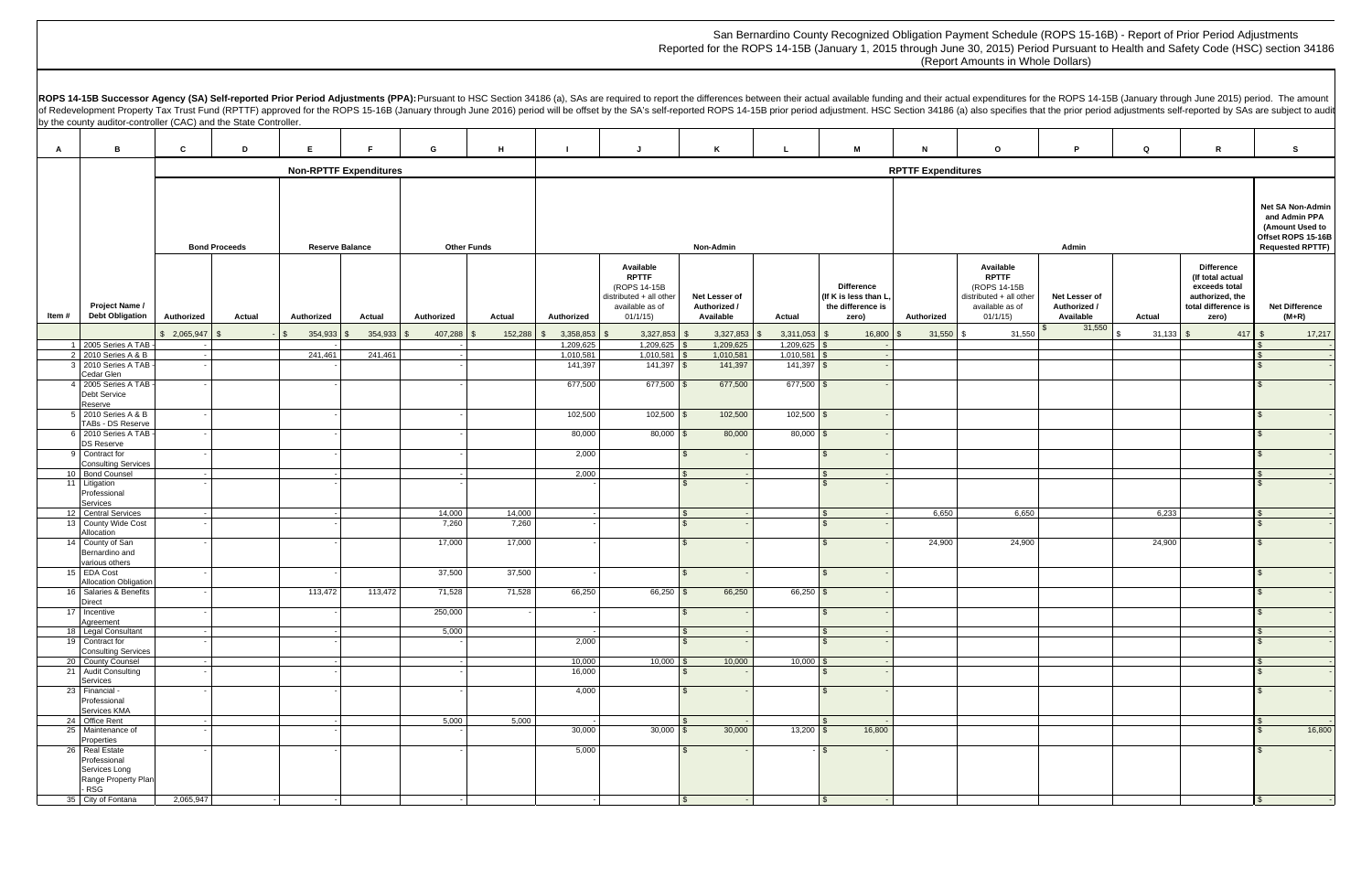San Bernardino County Recognized Obligation Payment Schedule (ROPS 15-16B) - Report of Prior Period Adjustments
Reported for the ROPS 14-15B (January 1, 2015 through June 30, 2015) Period Pursuant to Health and Safety Code (HSC) section 34186
(Report Amounts in Whole Dollars)

**ROPS 14-15B Successor Agency (SA) Self-reported Prior Period Adjustments (PPA):** Pursuant to HSC Section 34186 (a), SAs are required to report the differences between their actual available funding and their actual expenditures for the ROPS 14-15B (January through June 2015) period. The amount of Redevelopment Property Tax Trust Fund (RPTTF) approved for the ROPS 15-16B (January through June 2016) period will be offset by the SA's self-reported ROPS 14-15B prior period adjustment. HSC Section 34186 (a) also specifies that the prior period adjustments self-reported by SAs are subject to audit by the county auditor-controller (CAC) and the State Controller.

| A | B | C | D | E | F | G | H | I | J | K | L | M | N | O | P | Q | R | S |
|---|---|---|---|---|---|---|---|---|---|---|---|---|---|---|---|---|---|---|
| | | Non-RPTTF Expenditures | | | | | | RPTTF Expenditures | | | | | | | | | | |
| | | Bond Proceeds | | Reserve Balance | | Other Funds | | Non-Admin | | | | | Admin | | | | | Net SA Non-Admin and Admin PPA (Amount Used to Offset ROPS 15-16B Requested RPTTF) |
| Item # | Project Name / Debt Obligation | Authorized | Actual | Authorized | Actual | Authorized | Actual | Authorized | Available RPTTF (ROPS 14-15B distributed + all other available as of 01/1/15) | Net Lesser of Authorized / Available | Actual | Difference (If K is less than L, the difference is zero) | Authorized | Available RPTTF (ROPS 14-15B distributed + all other available as of 01/1/15) | Net Lesser of Authorized / Available | Actual | Difference (If total actual exceeds total authorized, the total difference is zero) | Net Difference (M+R) |
| | | $ 2,065,947 | $ - | $ 354,933 | $ 354,933 | $ 407,288 | $ 152,288 | $ 3,358,853 | $ 3,327,853 | $ 3,327,853 | $ 3,311,053 | $ 16,800 | $ 31,550 | $ 31,550 | $ 31,550 | $ 31,133 | $ 417 | $ 17,217 |
| 1 | 2005 Series A TAB | - | | - | | - | | 1,209,625 | 1,209,625 | $ 1,209,625 | 1,209,625 | $ - | | | | | | $ - |
| 2 | 2010 Series A & B | - | | 241,461 | 241,461 | - | | 1,010,581 | 1,010,581 | $ 1,010,581 | 1,010,581 | $ - | | | | | | $ - |
| 3 | 2010 Series A TAB - Cedar Glen | - | | - | | - | | 141,397 | 141,397 | $ 141,397 | 141,397 | $ - | | | | | | $ - |
| 4 | 2005 Series A TAB - Debt Service Reserve | - | | - | | - | | 677,500 | 677,500 | $ 677,500 | 677,500 | $ - | | | | | | $ - |
| 5 | 2010 Series A & B TABs - DS Reserve | - | | - | | - | | 102,500 | 102,500 | $ 102,500 | 102,500 | $ - | | | | | | $ - |
| 6 | 2010 Series A TAB - DS Reserve | - | | - | | - | | 80,000 | 80,000 | $ 80,000 | 80,000 | $ - | | | | | | $ - |
| 9 | Contract for Consulting Services | - | | - | | - | | 2,000 | | $ - | | $ - | | | | | | $ - |
| 10 | Bond Counsel | - | | - | | - | | 2,000 | | $ - | | $ - | | | | | | $ - |
| 11 | Litigation Professional Services | - | | - | | - | | - | | $ - | | $ - | | | | | | $ - |
| 12 | Central Services | - | | - | | 14,000 | 14,000 | - | | $ - | | $ - | 6,650 | 6,650 | | 6,233 | | $ - |
| 13 | County Wide Cost Allocation | - | | - | | 7,260 | 7,260 | - | | $ - | | $ - | | | | | | $ - |
| 14 | County of San Bernardino and various others | - | | - | | 17,000 | 17,000 | - | | $ - | | $ - | 24,900 | 24,900 | | 24,900 | | $ - |
| 15 | EDA Cost Allocation Obligation | - | | - | | 37,500 | 37,500 | - | | $ - | | $ - | | | | | | $ - |
| 16 | Salaries & Benefits Direct | - | | 113,472 | 113,472 | 71,528 | 71,528 | 66,250 | 66,250 | $ 66,250 | 66,250 | $ - | | | | | | $ - |
| 17 | Incentive Agreement | - | | - | | 250,000 | - | - | | $ - | | $ - | | | | | | $ - |
| 18 | Legal Consultant | - | | - | | 5,000 | | - | | $ - | | $ - | | | | | | $ - |
| 19 | Contract for Consulting Services | - | | - | | - | | 2,000 | | $ - | | $ - | | | | | | $ - |
| 20 | County Counsel | - | | - | | - | | 10,000 | 10,000 | $ 10,000 | 10,000 | $ - | | | | | | $ - |
| 21 | Audit Consulting Services | - | | - | | - | | 16,000 | | $ - | | $ - | | | | | | $ - |
| 23 | Financial - Professional Services KMA | - | | - | | - | | 4,000 | | $ - | | $ - | | | | | | $ - |
| 24 | Office Rent | - | | - | | 5,000 | 5,000 | - | | $ - | | $ - | | | | | | $ - |
| 25 | Maintenance of Properties | - | | - | | - | | 30,000 | 30,000 | $ 30,000 | 13,200 | $ 16,800 | | | | | | $ 16,800 |
| 26 | Real Estate Professional Services Long Range Property Plan - RSG | - | | - | | - | | 5,000 | | $ - | - | $ - | | | | | | $ - |
| 35 | City of Fontana | 2,065,947 | - | - | | - | | - | | $ - | | $ - | | | | | | $ - |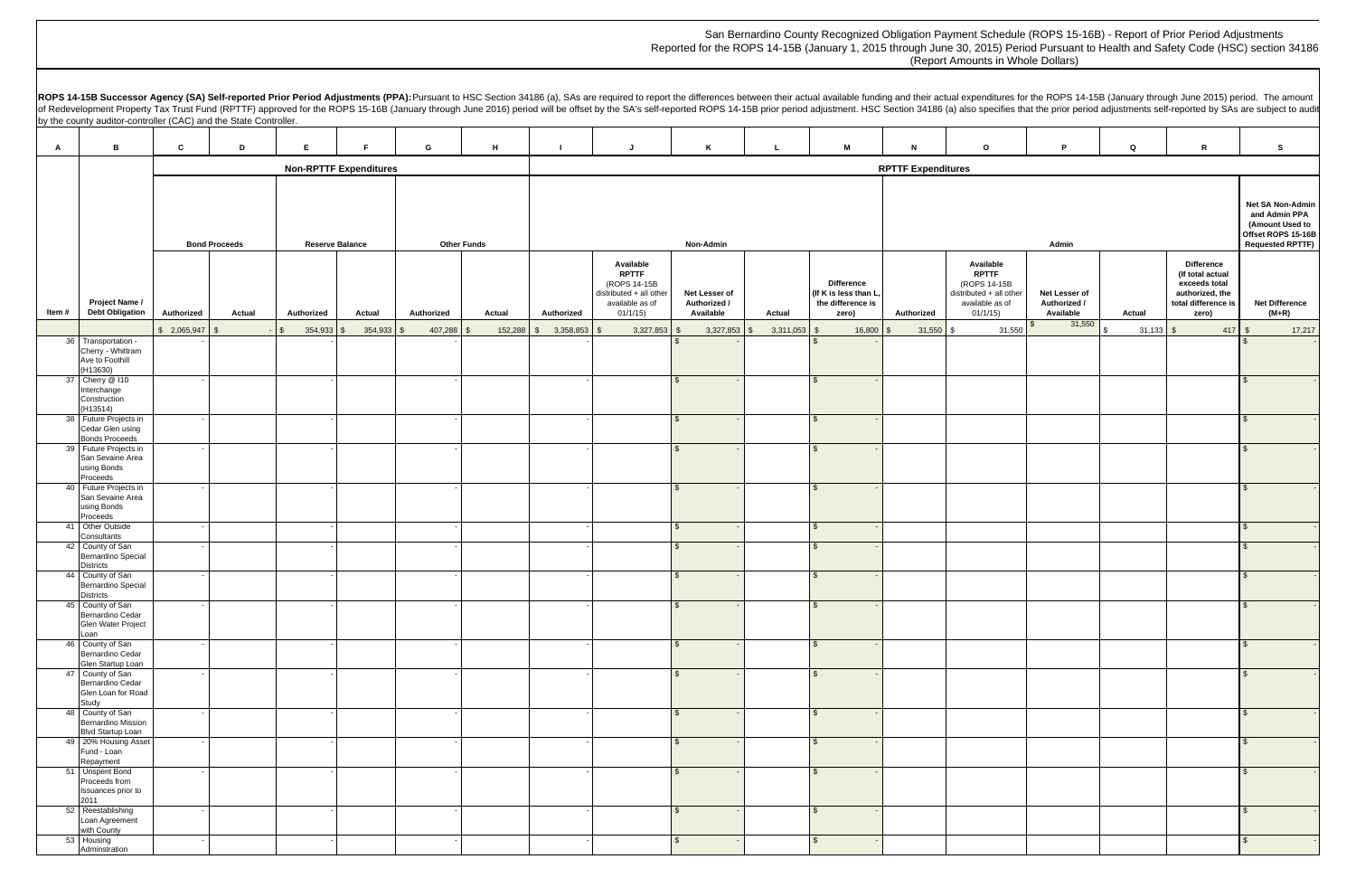San Bernardino County Recognized Obligation Payment Schedule (ROPS 15-16B) - Report of Prior Period Adjustments
Reported for the ROPS 14-15B (January 1, 2015 through June 30, 2015) Period Pursuant to Health and Safety Code (HSC) section 34186
(Report Amounts in Whole Dollars)

**ROPS 14-15B Successor Agency (SA) Self-reported Prior Period Adjustments (PPA):** Pursuant to HSC Section 34186 (a), SAs are required to report the differences between their actual available funding and their actual expenditures for the ROPS 14-15B (January through June 2015) period. The amount of Redevelopment Property Tax Trust Fund (RPTTF) approved for the ROPS 15-16B (January through June 2016) period will be offset by the SA's self-reported ROPS 14-15B prior period adjustment. HSC Section 34186 (a) also specifies that the prior period adjustments self-reported by SAs are subject to audit by the county auditor-controller (CAC) and the State Controller.

| A | B | C | D | E | F | G | H | I | J | K | L | M | N | O | P | Q | R | S |
|---|---|---|---|---|---|---|---|---|---|---|---|---|---|---|---|---|---|---|
| | | Non-RPTTF Expenditures | | | | | | RPTTF Expenditures | | | | | | | | | | |
| | | Bond Proceeds | | Reserve Balance | | Other Funds | | Non-Admin | | | | | Admin | | | | | Net SA Non-Admin and Admin PPA (Amount Used to Offset ROPS 15-16B Requested RPTTF) |
| Item # | Project Name / Debt Obligation | Authorized | Actual | Authorized | Actual | Authorized | Actual | Authorized | Available RPTTF (ROPS 14-15B distributed + all other available as of 01/1/15) | Net Lesser of Authorized / Available | Actual | Difference (If K is less than L, the difference is zero) | Authorized | Available RPTTF (ROPS 14-15B distributed + all other available as of 01/1/15) | Net Lesser of Authorized / Available | Actual | Difference (If total actual exceeds total authorized, the total difference is zero) | Net Difference (M+R) |
| | | $ 2,065,947 | $ - | $ 354,933 | $ 354,933 | $ 407,288 | $ 152,288 | $ 3,358,853 | $ 3,327,853 | $ 3,327,853 | $ 3,311,053 | $ 16,800 | $ 31,550 | $ 31,550 | $ 31,550 | $ 31,133 | $ 417 | $ 17,217 |
| 36 | Transportation - Cherry - Whittram Ave to Foothill (H13630) | - | | - | | - | | - | | $ - | | $ - | | | | | | $ - |
| 37 | Cherry @ I10 Interchange Construction (H13514) | - | | - | | - | | - | | $ - | | $ - | | | | | | $ - |
| 38 | Future Projects in Cedar Glen using Bonds Proceeds | - | | - | | - | | - | | $ - | | $ - | | | | | | $ - |
| 39 | Future Projects in San Sevaine Area using Bonds Proceeds | - | | - | | - | | - | | $ - | | $ - | | | | | | $ - |
| 40 | Future Projects in San Sevaine Area using Bonds Proceeds | - | | - | | - | | - | | $ - | | $ - | | | | | | $ - |
| 41 | Other Outside Consultants | - | | - | | - | | - | | $ - | | $ - | | | | | | $ - |
| 42 | County of San Bernardino Special Districts | - | | - | | - | | - | | $ - | | $ - | | | | | | $ - |
| 44 | County of San Bernardino Special Districts | - | | - | | - | | - | | $ - | | $ - | | | | | | $ - |
| 45 | County of San Bernardino Cedar Glen Water Project Loan | - | | - | | - | | - | | $ - | | $ - | | | | | | $ - |
| 46 | County of San Bernardino Cedar Glen Startup Loan | - | | - | | - | | - | | $ - | | $ - | | | | | | $ - |
| 47 | County of San Bernardino Cedar Glen Loan for Road Study | - | | - | | - | | - | | $ - | | $ - | | | | | | $ - |
| 48 | County of San Bernardino Mission Blvd Startup Loan | - | | - | | - | | - | | $ - | | $ - | | | | | | $ - |
| 49 | 20% Housing Asset Fund - Loan Repayment | - | | - | | - | | - | | $ - | | $ - | | | | | | $ - |
| 51 | Unspent Bond Proceeds from Issuances prior to 2011 | - | | - | | - | | - | | $ - | | $ - | | | | | | $ - |
| 52 | Reestablishing Loan Agreement with County | - | | - | | - | | - | | $ - | | $ - | | | | | | $ - |
| 53 | Housing Adminstration | - | | - | | - | | - | | $ - | | $ - | | | | | | $ - |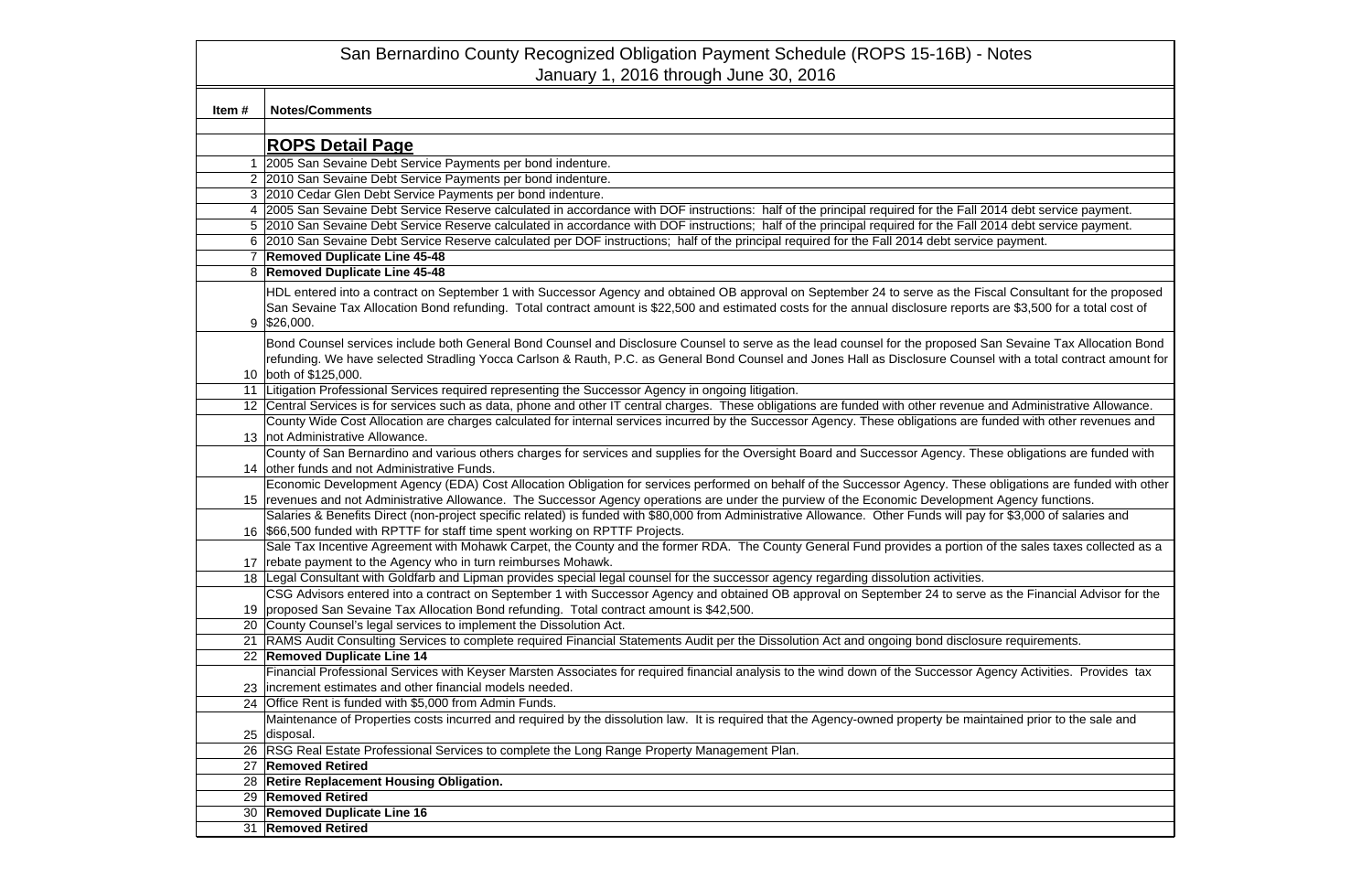# San Bernardino County Recognized Obligation Payment Schedule (ROPS 15-16B) - Notes

## January 1, 2016 through June 30, 2016

| Item # | Notes/Comments |
|---|---|
| | |
| | **ROPS Detail Page** |
| 1 | 2005 San Sevaine Debt Service Payments per bond indenture. |
| 2 | 2010 San Sevaine Debt Service Payments per bond indenture. |
| 3 | 2010 Cedar Glen Debt Service Payments per bond indenture. |
| 4 | 2005 San Sevaine Debt Service Reserve calculated in accordance with DOF instructions: half of the principal required for the Fall 2014 debt service payment. |
| 5 | 2010 San Sevaine Debt Service Reserve calculated in accordance with DOF instructions; half of the principal required for the Fall 2014 debt service payment. |
| 6 | 2010 San Sevaine Debt Service Reserve calculated per DOF instructions; half of the principal required for the Fall 2014 debt service payment. |
| 7 | **Removed Duplicate Line 45-48** |
| 8 | **Removed Duplicate Line 45-48** |
| 9 | HDL entered into a contract on September 1 with Successor Agency and obtained OB approval on September 24 to serve as the Fiscal Consultant for the proposed San Sevaine Tax Allocation Bond refunding. Total contract amount is $22,500 and estimated costs for the annual disclosure reports are $3,500 for a total cost of $26,000. |
| 10 | Bond Counsel services include both General Bond Counsel and Disclosure Counsel to serve as the lead counsel for the proposed San Sevaine Tax Allocation Bond refunding. We have selected Stradling Yocca Carlson & Rauth, P.C. as General Bond Counsel and Jones Hall as Disclosure Counsel with a total contract amount for both of $125,000. |
| 11 | Litigation Professional Services required representing the Successor Agency in ongoing litigation. |
| 12 | Central Services is for services such as data, phone and other IT central charges. These obligations are funded with other revenue and Administrative Allowance. |
| 13 | County Wide Cost Allocation are charges calculated for internal services incurred by the Successor Agency. These obligations are funded with other revenues and not Administrative Allowance. |
| 14 | County of San Bernardino and various others charges for services and supplies for the Oversight Board and Successor Agency. These obligations are funded with other funds and not Administrative Funds. |
| 15 | Economic Development Agency (EDA) Cost Allocation Obligation for services performed on behalf of the Successor Agency. These obligations are funded with other revenues and not Administrative Allowance. The Successor Agency operations are under the purview of the Economic Development Agency functions. |
| 16 | Salaries & Benefits Direct (non-project specific related) is funded with $80,000 from Administrative Allowance. Other Funds will pay for $3,000 of salaries and $66,500 funded with RPTTF for staff time spent working on RPTTF Projects. |
| 17 | Sale Tax Incentive Agreement with Mohawk Carpet, the County and the former RDA. The County General Fund provides a portion of the sales taxes collected as a rebate payment to the Agency who in turn reimburses Mohawk. |
| 18 | Legal Consultant with Goldfarb and Lipman provides special legal counsel for the successor agency regarding dissolution activities. |
| 19 | CSG Advisors entered into a contract on September 1 with Successor Agency and obtained OB approval on September 24 to serve as the Financial Advisor for the proposed San Sevaine Tax Allocation Bond refunding. Total contract amount is $42,500. |
| 20 | County Counsel's legal services to implement the Dissolution Act. |
| 21 | RAMS Audit Consulting Services to complete required Financial Statements Audit per the Dissolution Act and ongoing bond disclosure requirements. |
| 22 | **Removed Duplicate Line 14** |
| 23 | Financial Professional Services with Keyser Marsten Associates for required financial analysis to the wind down of the Successor Agency Activities. Provides tax increment estimates and other financial models needed. |
| 24 | Office Rent is funded with $5,000 from Admin Funds. |
| 25 | Maintenance of Properties costs incurred and required by the dissolution law. It is required that the Agency-owned property be maintained prior to the sale and disposal. |
| 26 | RSG Real Estate Professional Services to complete the Long Range Property Management Plan. |
| 27 | **Removed Retired** |
| 28 | **Retire Replacement Housing Obligation.** |
| 29 | **Removed Retired** |
| 30 | **Removed Duplicate Line 16** |
| 31 | **Removed Retired** |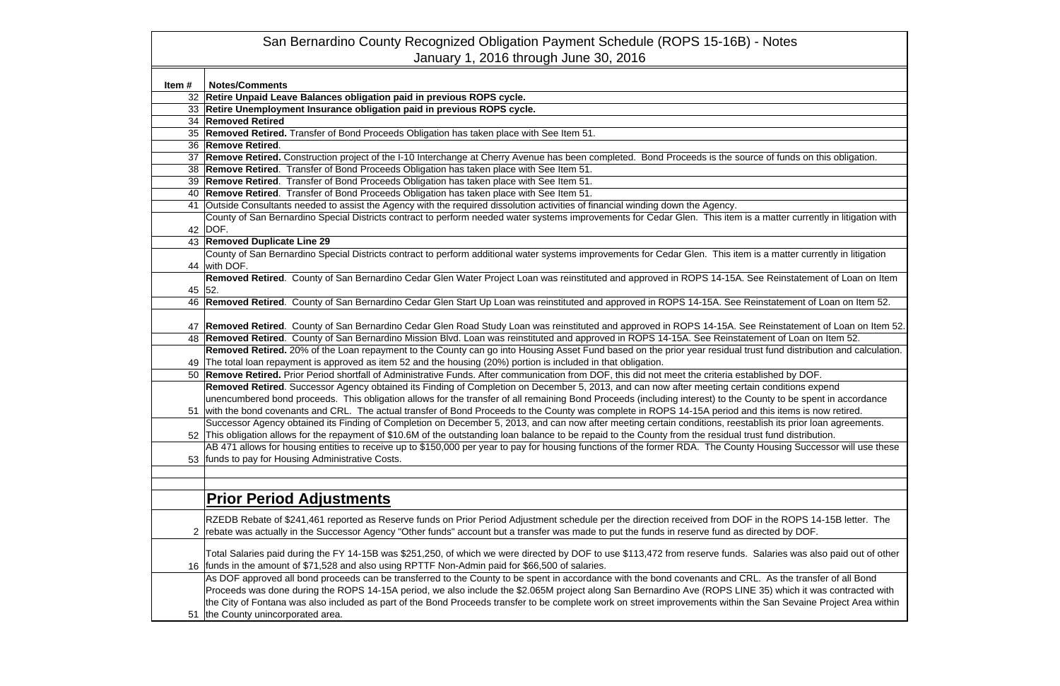# San Bernardino County Recognized Obligation Payment Schedule (ROPS 15-16B) - Notes
## January 1, 2016 through June 30, 2016

| Item # | Notes/Comments |
|---|---|
| 32 | **Retire Unpaid Leave Balances obligation paid in previous ROPS cycle.** |
| 33 | **Retire Unemployment Insurance obligation paid in previous ROPS cycle.** |
| 34 | **Removed Retired** |
| 35 | **Removed Retired.** Transfer of Bond Proceeds Obligation has taken place with See Item 51. |
| 36 | **Remove Retired**. |
| 37 | **Remove Retired.** Construction project of the I-10 Interchange at Cherry Avenue has been completed. Bond Proceeds is the source of funds on this obligation. |
| 38 | **Remove Retired**. Transfer of Bond Proceeds Obligation has taken place with See Item 51. |
| 39 | **Remove Retired**. Transfer of Bond Proceeds Obligation has taken place with See Item 51. |
| 40 | **Remove Retired**. Transfer of Bond Proceeds Obligation has taken place with See Item 51. |
| 41 | Outside Consultants needed to assist the Agency with the required dissolution activities of financial winding down the Agency. |
| 42 | County of San Bernardino Special Districts contract to perform needed water systems improvements for Cedar Glen. This item is a matter currently in litigation with DOF. |
| 43 | **Removed Duplicate Line 29** |
| 44 | County of San Bernardino Special Districts contract to perform additional water systems improvements for Cedar Glen. This item is a matter currently in litigation with DOF. |
| 45 | **Removed Retired**. County of San Bernardino Cedar Glen Water Project Loan was reinstituted and approved in ROPS 14-15A. See Reinstatement of Loan on Item 52. |
| 46 | **Removed Retired**. County of San Bernardino Cedar Glen Start Up Loan was reinstituted and approved in ROPS 14-15A. See Reinstatement of Loan on Item 52. |
| 47 | **Removed Retired**. County of San Bernardino Cedar Glen Road Study Loan was reinstituted and approved in ROPS 14-15A. See Reinstatement of Loan on Item 52. |
| 48 | **Removed Retired**. County of San Bernardino Mission Blvd. Loan was reinstituted and approved in ROPS 14-15A. See Reinstatement of Loan on Item 52. |
| 49 | **Removed Retired.** 20% of the Loan repayment to the County can go into Housing Asset Fund based on the prior year residual trust fund distribution and calculation. The total loan repayment is approved as item 52 and the housing (20%) portion is included in that obligation. |
| 50 | **Remove Retired.** Prior Period shortfall of Administrative Funds. After communication from DOF, this did not meet the criteria established by DOF. |
| 51 | **Removed Retired**. Successor Agency obtained its Finding of Completion on December 5, 2013, and can now after meeting certain conditions expend unencumbered bond proceeds. This obligation allows for the transfer of all remaining Bond Proceeds (including interest) to the County to be spent in accordance with the bond covenants and CRL. The actual transfer of Bond Proceeds to the County was complete in ROPS 14-15A period and this items is now retired. |
| 52 | Successor Agency obtained its Finding of Completion on December 5, 2013, and can now after meeting certain conditions, reestablish its prior loan agreements. This obligation allows for the repayment of $10.6M of the outstanding loan balance to be repaid to the County from the residual trust fund distribution. |
| 53 | AB 471 allows for housing entities to receive up to $150,000 per year to pay for housing functions of the former RDA. The County Housing Successor will use these funds to pay for Housing Administrative Costs. |
| | |
| | |
| | **Prior Period Adjustments** |
| 2 | RZEDB Rebate of $241,461 reported as Reserve funds on Prior Period Adjustment schedule per the direction received from DOF in the ROPS 14-15B letter. The rebate was actually in the Successor Agency "Other funds" account but a transfer was made to put the funds in reserve fund as directed by DOF. |
| 16 | Total Salaries paid during the FY 14-15B was $251,250, of which we were directed by DOF to use $113,472 from reserve funds. Salaries was also paid out of other funds in the amount of $71,528 and also using RPTTF Non-Admin paid for $66,500 of salaries. |
| 51 | As DOF approved all bond proceeds can be transferred to the County to be spent in accordance with the bond covenants and CRL. As the transfer of all Bond Proceeds was done during the ROPS 14-15A period, we also include the $2.065M project along San Bernardino Ave (ROPS LINE 35) which it was contracted with the City of Fontana was also included as part of the Bond Proceeds transfer to be complete work on street improvements within the San Sevaine Project Area within the County unincorporated area. |